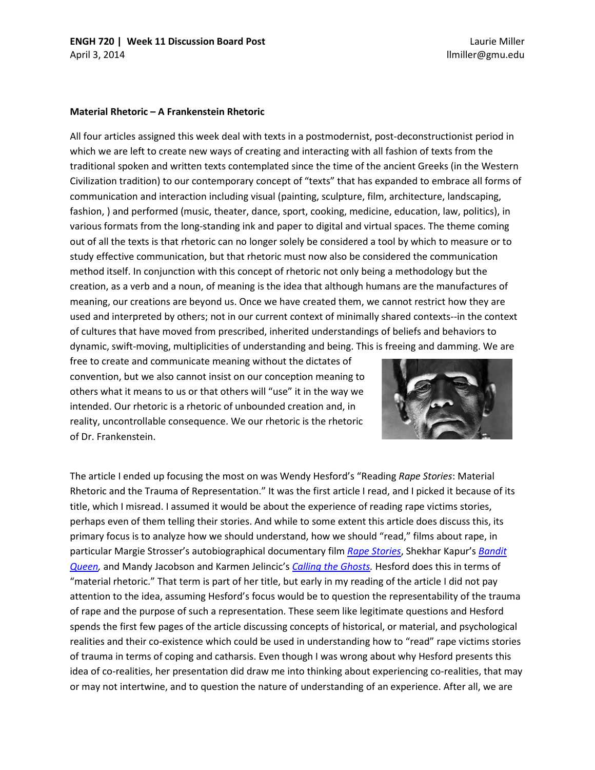**ENGH 720 | Week 11 Discussion Board Post**
April 3, 2014

Laurie Miller
llmiller@gmu.edu

**Material Rhetoric – A Frankenstein Rhetoric**

All four articles assigned this week deal with texts in a postmodernist, post-deconstructionist period in which we are left to create new ways of creating and interacting with all fashion of texts from the traditional spoken and written texts contemplated since the time of the ancient Greeks (in the Western Civilization tradition) to our contemporary concept of "texts" that has expanded to embrace all forms of communication and interaction including visual (painting, sculpture, film, architecture, landscaping, fashion, ) and performed (music, theater, dance, sport, cooking, medicine, education, law, politics), in various formats from the long-standing ink and paper to digital and virtual spaces. The theme coming out of all the texts is that rhetoric can no longer solely be considered a tool by which to measure or to study effective communication, but that rhetoric must now also be considered the communication method itself. In conjunction with this concept of rhetoric not only being a methodology but the creation, as a verb and a noun, of meaning is the idea that although humans are the manufactures of meaning, our creations are beyond us. Once we have created them, we cannot restrict how they are used and interpreted by others; not in our current context of minimally shared contexts--in the context of cultures that have moved from prescribed, inherited understandings of beliefs and behaviors to dynamic, swift-moving, multiplicities of understanding and being. This is freeing and damming. We are free to create and communicate meaning without the dictates of convention, but we also cannot insist on our conception meaning to others what it means to us or that others will "use" it in the way we intended. Our rhetoric is a rhetoric of unbounded creation and, in reality, uncontrollable consequence. We our rhetoric is the rhetoric of Dr. Frankenstein.

The article I ended up focusing the most on was Wendy Hesford's "Reading *Rape Stories*: Material Rhetoric and the Trauma of Representation." It was the first article I read, and I picked it because of its title, which I misread. I assumed it would be about the experience of reading rape victims stories, perhaps even of them telling their stories. And while to some extent this article does discuss this, its primary focus is to analyze how we should understand, how we should "read," films about rape, in particular Margie Strosser's autobiographical documentary film [*Rape Stories*](), Shekhar Kapur's [*Bandit Queen*](), and Mandy Jacobson and Karmen Jelincic's [*Calling the Ghosts*](). Hesford does this in terms of "material rhetoric." That term is part of her title, but early in my reading of the article I did not pay attention to the idea, assuming Hesford's focus would be to question the representability of the trauma of rape and the purpose of such a representation. These seem like legitimate questions and Hesford spends the first few pages of the article discussing concepts of historical, or material, and psychological realities and their co-existence which could be used in understanding how to "read" rape victims stories of trauma in terms of coping and catharsis. Even though I was wrong about why Hesford presents this idea of co-realities, her presentation did draw me into thinking about experiencing co-realities, that may or may not intertwine, and to question the nature of understanding of an experience. After all, we are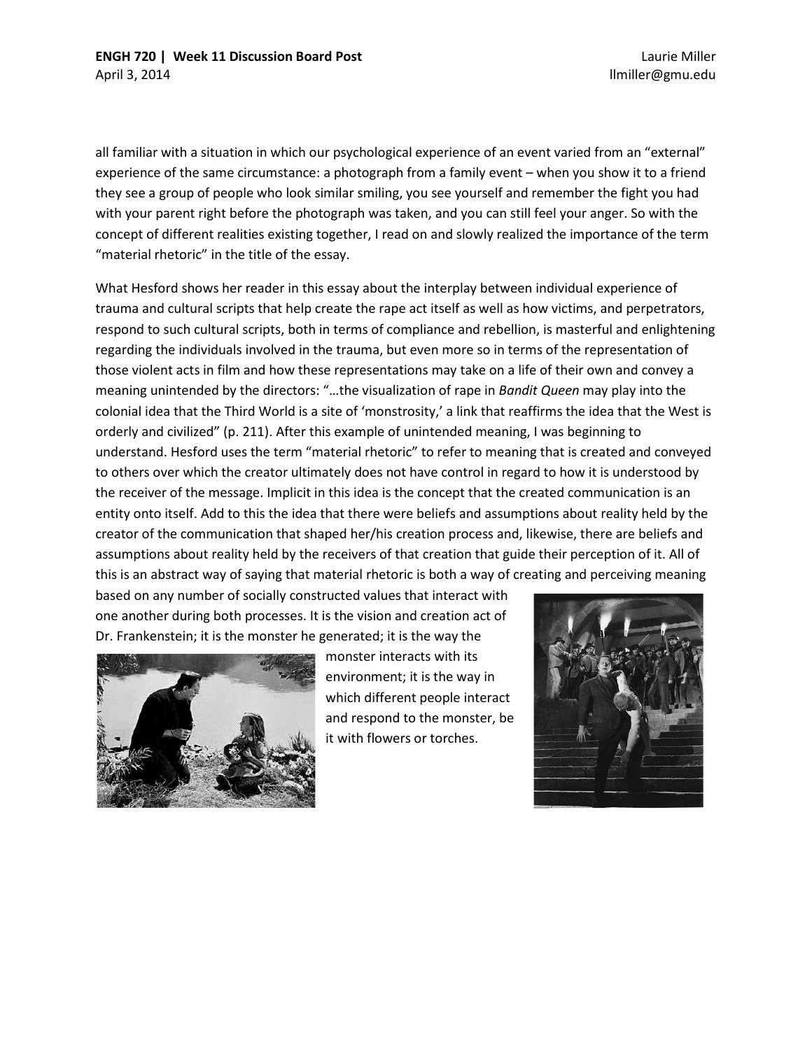all familiar with a situation in which our psychological experience of an event varied from an "external" experience of the same circumstance: a photograph from a family event – when you show it to a friend they see a group of people who look similar smiling, you see yourself and remember the fight you had with your parent right before the photograph was taken, and you can still feel your anger. So with the concept of different realities existing together, I read on and slowly realized the importance of the term "material rhetoric" in the title of the essay.

What Hesford shows her reader in this essay about the interplay between individual experience of trauma and cultural scripts that help create the rape act itself as well as how victims, and perpetrators, respond to such cultural scripts, both in terms of compliance and rebellion, is masterful and enlightening regarding the individuals involved in the trauma, but even more so in terms of the representation of those violent acts in film and how these representations may take on a life of their own and convey a meaning unintended by the directors: "…the visualization of rape in *Bandit Queen* may play into the colonial idea that the Third World is a site of 'monstrosity,' a link that reaffirms the idea that the West is orderly and civilized" (p. 211). After this example of unintended meaning, I was beginning to understand. Hesford uses the term "material rhetoric" to refer to meaning that is created and conveyed to others over which the creator ultimately does not have control in regard to how it is understood by the receiver of the message. Implicit in this idea is the concept that the created communication is an entity onto itself. Add to this the idea that there were beliefs and assumptions about reality held by the creator of the communication that shaped her/his creation process and, likewise, there are beliefs and assumptions about reality held by the receivers of that creation that guide their perception of it. All of this is an abstract way of saying that material rhetoric is both a way of creating and perceiving meaning based on any number of socially constructed values that interact with one another during both processes. It is the vision and creation act of Dr. Frankenstein; it is the monster he generated; it is the way the monster interacts with its environment; it is the way in which different people interact and respond to the monster, be it with flowers or torches.